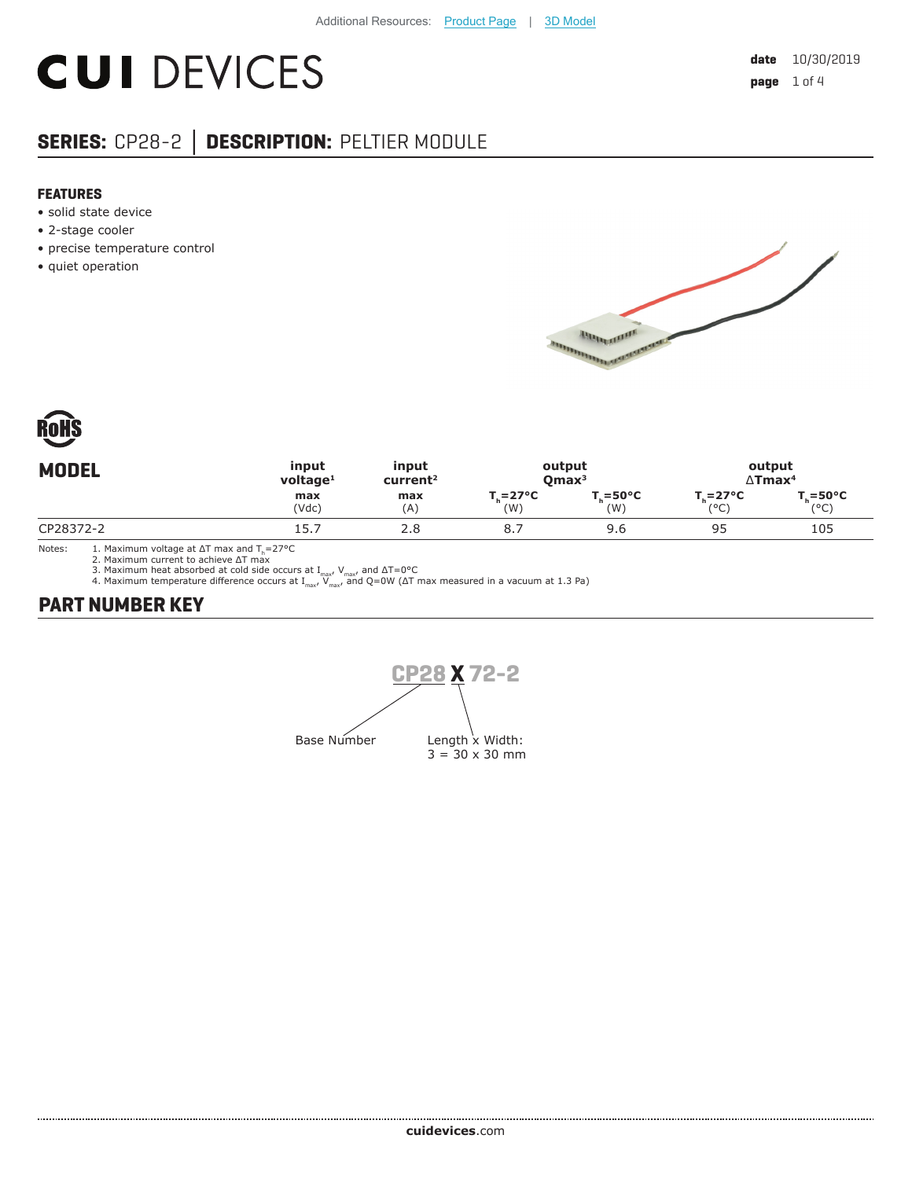Additional Resources: Product Page | 3D Model

# CUI DEVICES

**date** 10/30/2019

## SERIES: CP28-2 │ DESCRIPTION: PELTIER MODULE

### FEATURES

- solid state device
- 2-stage cooler
- precise temperature control
- quiet operation

RoHS

| MODEL | input voltage[1] | input current[2] | output Qmax[3] | | output ΔTmax[4] | |
|---|---|---|---|---|---|---|
| | max (Vdc) | max (A) | $T_h$=27°C (W) | $T_h$=50°C (W) | $T_h$=27°C (°C) | $T_h$=50°C (°C) |
| CP28372-2 | 15.7 | 2.8 | 8.7 | 9.6 | 95 | 105 |

Notes:
1. Maximum voltage at ΔT max and $T_h$=27°C
2. Maximum current to achieve ΔT max
3. Maximum heat absorbed at cold side occurs at $I_{max}$, $V_{max}$, and ΔT=0°C
4. Maximum temperature difference occurs at $I_{max}$, $V_{max}$, and Q=0W (ΔT max measured in a vacuum at 1.3 Pa)

## PART NUMBER KEY

**CP28 X 72-2**

- CP28: Base Number
- X: Length x Width: 3 = 30 x 30 mm

cuidevices.com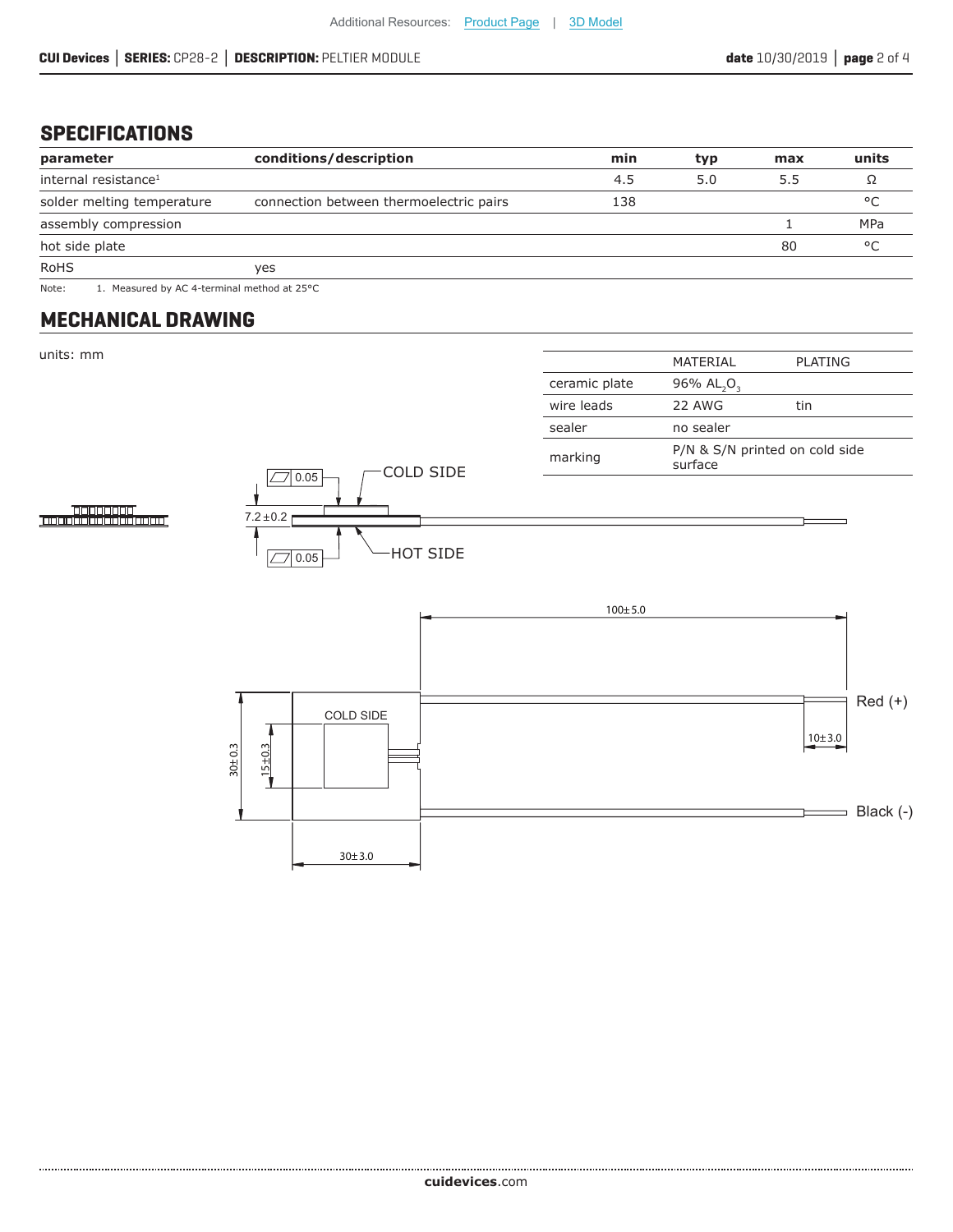## SPECIFICATIONS

| parameter | conditions/description | min | typ | max | units |
|---|---|---|---|---|---|
| internal resistance[1] | | 4.5 | 5.0 | 5.5 | Ω |
| solder melting temperature | connection between thermoelectric pairs | 138 | | | °C |
| assembly compression | | | | 1 | MPa |
| hot side plate | | | | 80 | °C |
| RoHS | yes | | | | |

Note: 1. Measured by AC 4-terminal method at 25°C

## MECHANICAL DRAWING

units: mm

| | MATERIAL | PLATING |
|---|---|---|
| ceramic plate | 96% $AL_2O_3$ | |
| wire leads | 22 AWG | tin |
| sealer | no sealer | |
| marking | P/N & S/N printed on cold side surface | |

COLD SIDE

0.05

7.2±0.2

0.05

HOT SIDE

100±5.0

Red (+)

COLD SIDE

10±3.0

30±0.3

15±0.3

Black (-)

30±3.0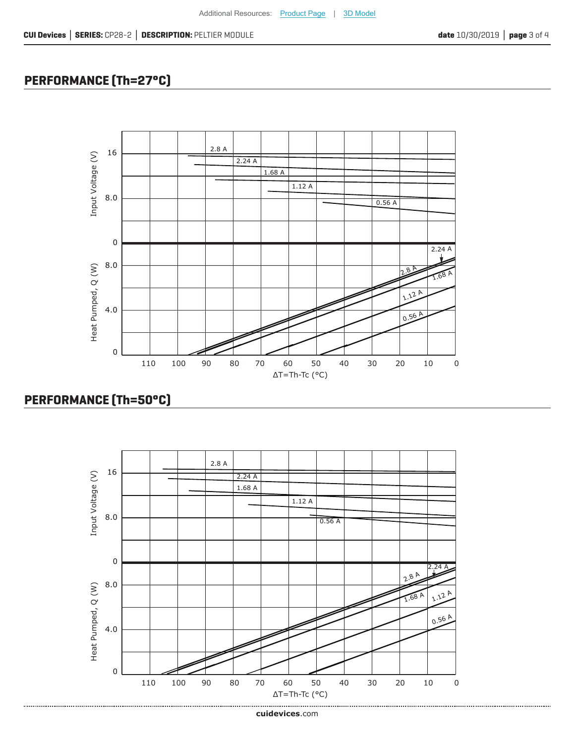## PERFORMANCE (Th=27°C)

## PERFORMANCE (Th=50°C)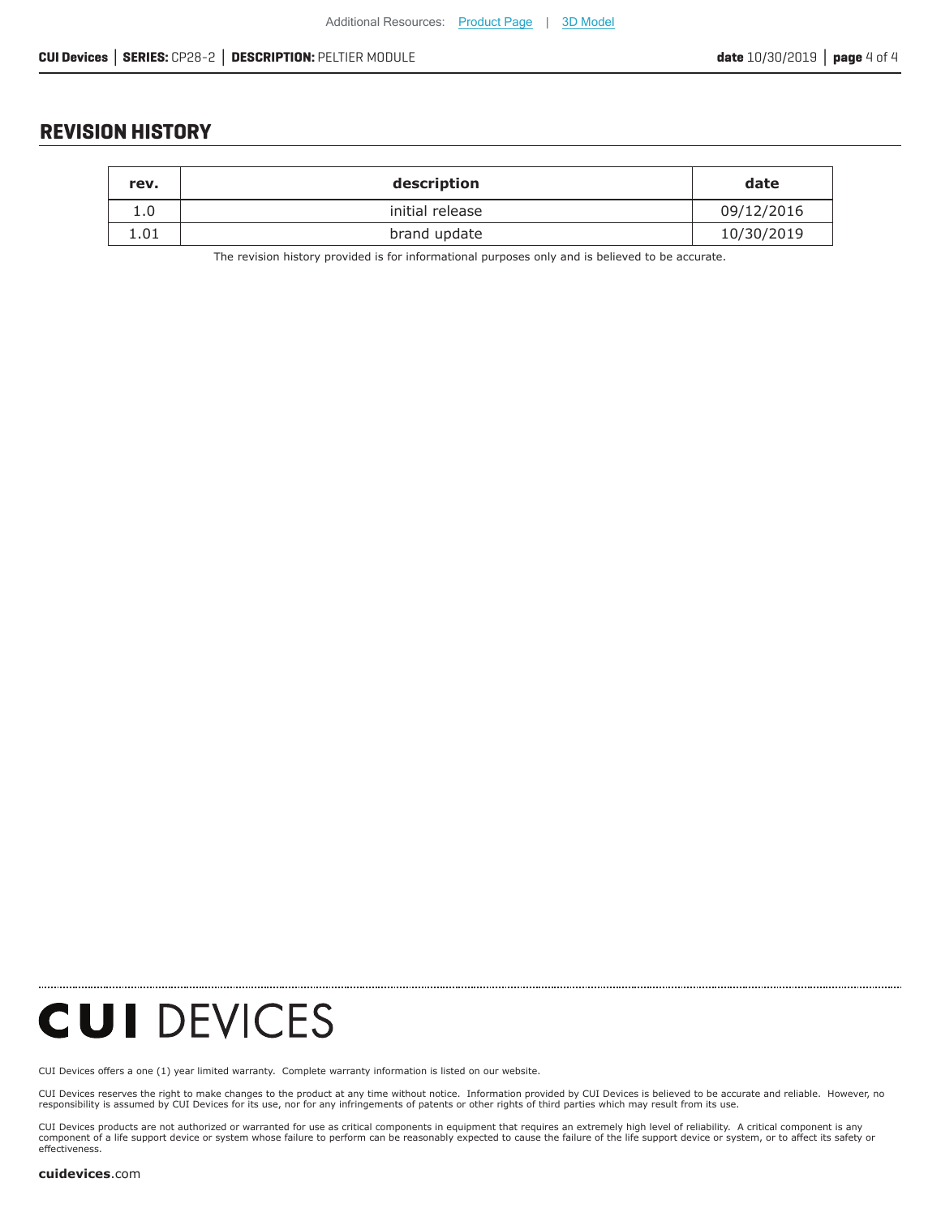## REVISION HISTORY

| rev. | description | date |
|---|---|---|
| 1.0 | initial release | 09/12/2016 |
| 1.01 | brand update | 10/30/2019 |

The revision history provided is for informational purposes only and is believed to be accurate.

**CUI** DEVICES

CUI Devices offers a one (1) year limited warranty. Complete warranty information is listed on our website.

CUI Devices reserves the right to make changes to the product at any time without notice. Information provided by CUI Devices is believed to be accurate and reliable. However, no responsibility is assumed by CUI Devices for its use, nor for any infringements of patents or other rights of third parties which may result from its use.

CUI Devices products are not authorized or warranted for use as critical components in equipment that requires an extremely high level of reliability. A critical component is any component of a life support device or system whose failure to perform can be reasonably expected to cause the failure of the life support device or system, or to affect its safety or effectiveness.

**cuidevices**.com